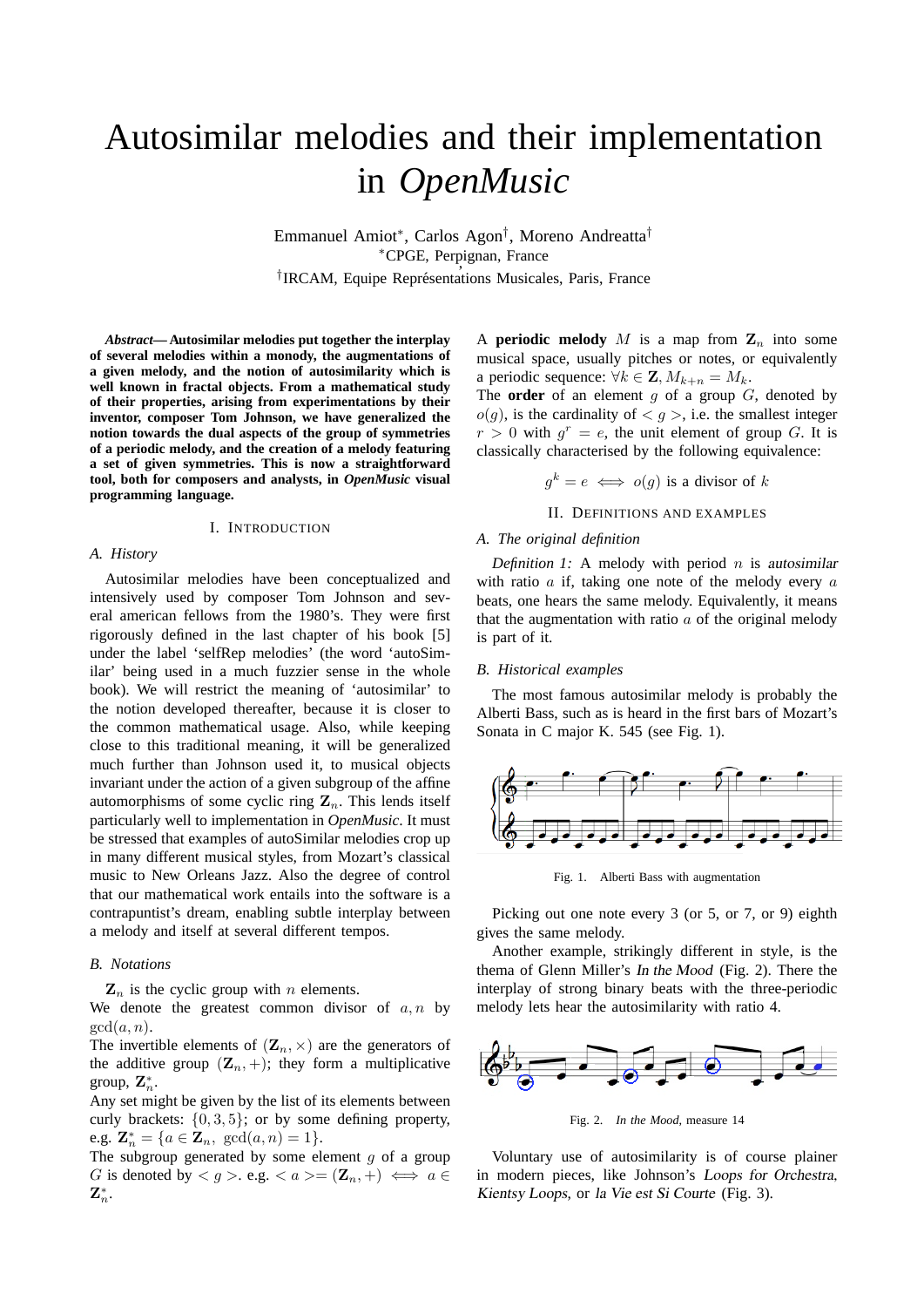# Autosimilar melodies and their implementation in *OpenMusic*

Emmanuel Amiot[*], Carlos Agon[†], Moreno Andreatta[†]

[*]CPGE, Perpignan, France

[†]IRCAM, Equipe Représentations Musicales, Paris, France

***Abstract*— Autosimilar melodies put together the interplay of several melodies within a monody, the augmentations of a given melody, and the notion of autosimilarity which is well known in fractal objects. From a mathematical study of their properties, arising from experimentations by their inventor, composer Tom Johnson, we have generalized the notion towards the dual aspects of the group of symmetries of a periodic melody, and the creation of a melody featuring a set of given symmetries. This is now a straightforward tool, both for composers and analysts, in *OpenMusic* visual programming language.**

## I. Introduction

### A. History

Autosimilar melodies have been conceptualized and intensively used by composer Tom Johnson and several american fellows from the 1980's. They were first rigorously defined in the last chapter of his book [5] under the label 'selfRep melodies' (the word 'autoSimilar' being used in a much fuzzier sense in the whole book). We will restrict the meaning of 'autosimilar' to the notion developed thereafter, because it is closer to the common mathematical usage. Also, while keeping close to this traditional meaning, it will be generalized much further than Johnson used it, to musical objects invariant under the action of a given subgroup of the affine automorphisms of some cyclic ring $\mathbf{Z}_n$. This lends itself particularly well to implementation in *OpenMusic*. It must be stressed that examples of autoSimilar melodies crop up in many different musical styles, from Mozart's classical music to New Orleans Jazz. Also the degree of control that our mathematical work entails into the software is a contrapuntist's dream, enabling subtle interplay between a melody and itself at several different tempos.

### B. Notations

$\mathbf{Z}_n$ is the cyclic group with $n$ elements.

We denote the greatest common divisor of $a, n$ by $\gcd(a, n)$.

The invertible elements of $(\mathbf{Z}_n, \times)$ are the generators of the additive group $(\mathbf{Z}_n, +)$; they form a multiplicative group, $\mathbf{Z}_n^*$.

Any set might be given by the list of its elements between curly brackets: $\{0, 3, 5\}$; or by some defining property, e.g. $\mathbf{Z}_n^* = \{a \in \mathbf{Z}_n,\ \gcd(a, n) = 1\}$.

The subgroup generated by some element $g$ of a group $G$ is denoted by $< g >$. e.g. $< a >= (\mathbf{Z}_n, +) \iff a \in \mathbf{Z}_n^*$.

A **periodic melody** $M$ is a map from $\mathbf{Z}_n$ into some musical space, usually pitches or notes, or equivalently a periodic sequence: $\forall k \in \mathbf{Z}, M_{k+n} = M_k$.

The **order** of an element $g$ of a group $G$, denoted by $o(g)$, is the cardinality of $< g >$, i.e. the smallest integer $r > 0$ with $g^r = e$, the unit element of group $G$. It is classically characterised by the following equivalence:

$$g^k = e \iff o(g) \text{ is a divisor of } k$$

## II. Definitions and examples

### A. The original definition

*Definition 1:* A melody with period $n$ is *autosimilar* with ratio $a$ if, taking one note of the melody every $a$ beats, one hears the same melody. Equivalently, it means that the augmentation with ratio $a$ of the original melody is part of it.

### B. Historical examples

The most famous autosimilar melody is probably the Alberti Bass, such as is heard in the first bars of Mozart's Sonata in C major K. 545 (see Fig. 1).

Fig. 1. Alberti Bass with augmentation

Picking out one note every 3 (or 5, or 7, or 9) eighth gives the same melody.

Another example, strikingly different in style, is the thema of Glenn Miller's *In the Mood* (Fig. 2). There the interplay of strong binary beats with the three-periodic melody lets hear the autosimilarity with ratio 4.

Fig. 2. *In the Mood*, measure 14

Voluntary use of autosimilarity is of course plainer in modern pieces, like Johnson's *Loops for Orchestra*, *Kientsy Loops*, or *la Vie est Si Courte* (Fig. 3).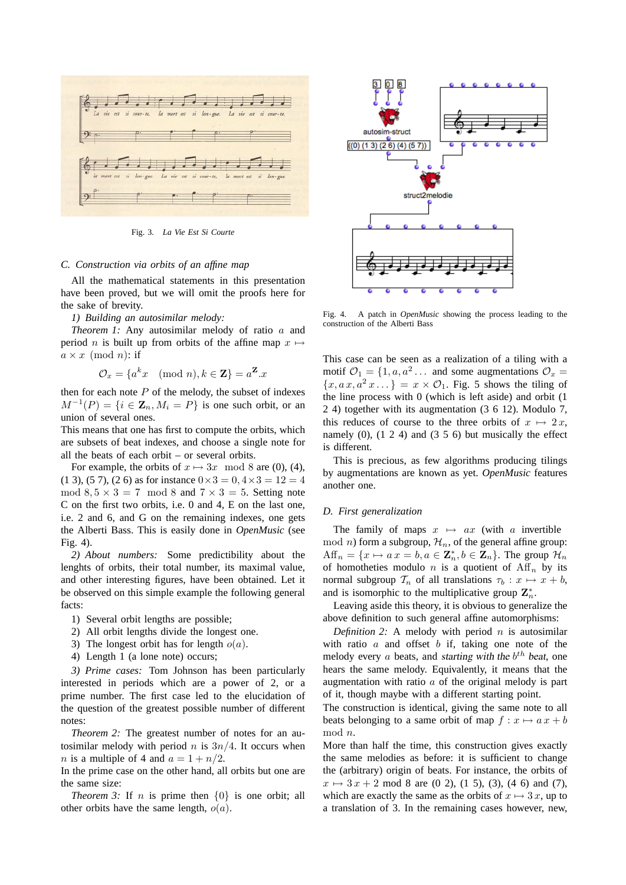Fig. 3. *La Vie Est Si Courte*

### C. Construction via orbits of an affine map

All the mathematical statements in this presentation have been proved, but we will omit the proofs here for the sake of brevity.

*1) Building an autosimilar melody:*

*Theorem 1:* Any autosimilar melody of ratio $a$ and period $n$ is built up from orbits of the affine map $x \mapsto a \times x \pmod{n}$: if

$$\mathcal{O}_x = \{a^k x \pmod{n}, k \in \mathbf{Z}\} = a^{\mathbf{Z}}.x$$

then for each note $P$ of the melody, the subset of indexes $M^{-1}(P) = \{i \in \mathbf{Z}_n, M_i = P\}$ is one such orbit, or an union of several ones.

This means that one has first to compute the orbits, which are subsets of beat indexes, and choose a single note for all the beats of each orbit – or several orbits.

For example, the orbits of $x \mapsto 3x \mod 8$ are (0), (4), (1 3), (5 7), (2 6) as for instance $0 \times 3 = 0, 4 \times 3 = 12 = 4 \mod 8, 5 \times 3 = 7 \mod 8$ and $7 \times 3 = 5$. Setting note C on the first two orbits, i.e. 0 and 4, E on the last one, i.e. 2 and 6, and G on the remaining indexes, one gets the Alberti Bass. This is easily done in *OpenMusic* (see Fig. 4).

*2) About numbers:* Some predictibility about the lenghts of orbits, their total number, its maximal value, and other interesting figures, have been obtained. Let it be observed on this simple example the following general facts:

1) Several orbit lengths are possible;
2) All orbit lengths divide the longest one.
3) The longest orbit has for length $o(a)$.
4) Length 1 (a lone note) occurs;

*3) Prime cases:* Tom Johnson has been particularly interested in periods which are a power of 2, or a prime number. The first case led to the elucidation of the question of the greatest possible number of different notes:

*Theorem 2:* The greatest number of notes for an autosimilar melody with period $n$ is $3n/4$. It occurs when $n$ is a multiple of 4 and $a = 1 + n/2$.

In the prime case on the other hand, all orbits but one are the same size:

*Theorem 3:* If $n$ is prime then $\{0\}$ is one orbit; all other orbits have the same length, $o(a)$.

Fig. 4. A patch in *OpenMusic* showing the process leading to the construction of the Alberti Bass

This case can be seen as a realization of a tiling with a motif $\mathcal{O}_1 = \{1, a, a^2 \dots$ and some augmentations $\mathcal{O}_x = \{x, a\,x, a^2\,x \dots\} = x \times \mathcal{O}_1$. Fig. 5 shows the tiling of the line process with 0 (which is left aside) and orbit (1 2 4) together with its augmentation (3 6 12). Modulo 7, this reduces of course to the three orbits of $x \mapsto 2\,x$, namely (0), (1 2 4) and (3 5 6) but musically the effect is different.

This is precious, as few algorithms producing tilings by augmentations are known as yet. *OpenMusic* features another one.

### D. First generalization

The family of maps $x \mapsto ax$ (with $a$ invertible $\bmod n$) form a subgroup, $\mathcal{H}_n$, of the general affine group: $\mathrm{Aff}_n = \{x \mapsto a\,x = b, a \in \mathbf{Z}_n^*, b \in \mathbf{Z}_n\}$. The group $\mathcal{H}_n$ of homotheties modulo $n$ is a quotient of $\mathrm{Aff}_n$ by its normal subgroup $\mathcal{T}_n$ of all translations $\tau_b : x \mapsto x + b$, and is isomorphic to the multiplicative group $\mathbf{Z}_n^*$.

Leaving aside this theory, it is obvious to generalize the above definition to such general affine automorphisms:

*Definition 2:* A melody with period $n$ is autosimilar with ratio $a$ and offset $b$ if, taking one note of the melody every $a$ beats, and *starting with the $b^{th}$ beat*, one hears the same melody. Equivalently, it means that the augmentation with ratio $a$ of the original melody is part of it, though maybe with a different starting point.

The construction is identical, giving the same note to all beats belonging to a same orbit of map $f : x \mapsto a\,x + b \mod n$.

More than half the time, this construction gives exactly the same melodies as before: it is sufficient to change the (arbitrary) origin of beats. For instance, the orbits of $x \mapsto 3\,x + 2 \bmod 8$ are (0 2), (1 5), (3), (4 6) and (7), which are exactly the same as the orbits of $x \mapsto 3\,x$, up to a translation of 3. In the remaining cases however, new,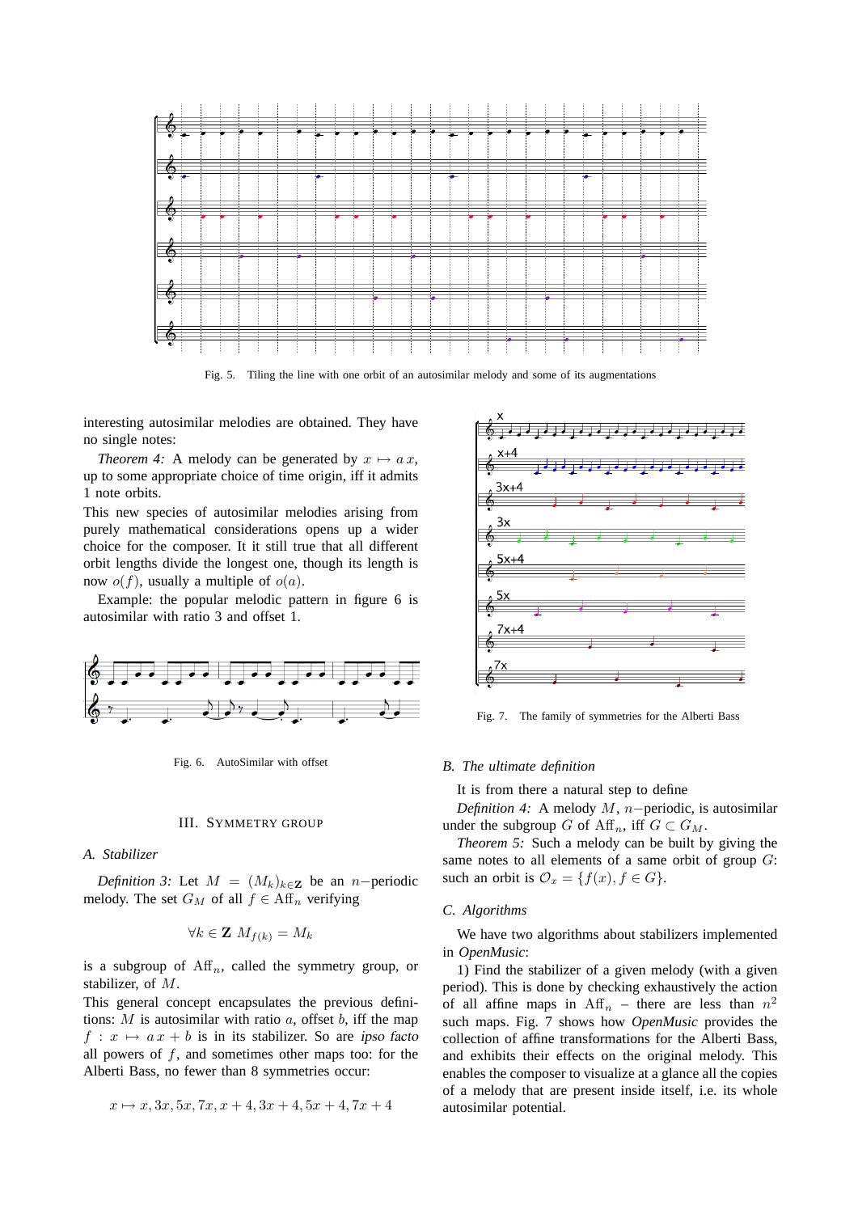Fig. 5. Tiling the line with one orbit of an autosimilar melody and some of its augmentations

interesting autosimilar melodies are obtained. They have no single notes:

*Theorem 4:* A melody can be generated by $x \mapsto a\,x$, up to some appropriate choice of time origin, iff it admits 1 note orbits.

This new species of autosimilar melodies arising from purely mathematical considerations opens up a wider choice for the composer. It it still true that all different orbit lengths divide the longest one, though its length is now $o(f)$, usually a multiple of $o(a)$.

Example: the popular melodic pattern in figure 6 is autosimilar with ratio 3 and offset 1.

Fig. 6. AutoSimilar with offset

## III. Symmetry Group

### A. Stabilizer

*Definition 3:* Let $M = (M_k)_{k \in \mathbf{Z}}$ be an $n-$periodic melody. The set $G_M$ of all $f \in \text{Aff}_n$ verifying

$$\forall k \in \mathbf{Z} \;\; M_{f(k)} = M_k$$

is a subgroup of $\text{Aff}_n$, called the symmetry group, or stabilizer, of $M$.

This general concept encapsulates the previous definitions: $M$ is autosimilar with ratio $a$, offset $b$, iff the map $f : x \mapsto a\,x + b$ is in its stabilizer. So are *ipso facto* all powers of $f$, and sometimes other maps too: for the Alberti Bass, no fewer than 8 symmetries occur:

$$x \mapsto x, 3x, 5x, 7x, x+4, 3x+4, 5x+4, 7x+4$$

Fig. 7. The family of symmetries for the Alberti Bass

### B. The ultimate definition

It is from there a natural step to define

*Definition 4:* A melody $M$, $n-$periodic, is autosimilar under the subgroup $G$ of $\text{Aff}_n$, iff $G \subset G_M$.

*Theorem 5:* Such a melody can be built by giving the same notes to all elements of a same orbit of group $G$: such an orbit is $\mathcal{O}_x = \{f(x), f \in G\}$.

### C. Algorithms

We have two algorithms about stabilizers implemented in *OpenMusic*:

1) Find the stabilizer of a given melody (with a given period). This is done by checking exhaustively the action of all affine maps in $\text{Aff}_n$ – there are less than $n^2$ such maps. Fig. 7 shows how *OpenMusic* provides the collection of affine transformations for the Alberti Bass, and exhibits their effects on the original melody. This enables the composer to visualize at a glance all the copies of a melody that are present inside itself, i.e. its whole autosimilar potential.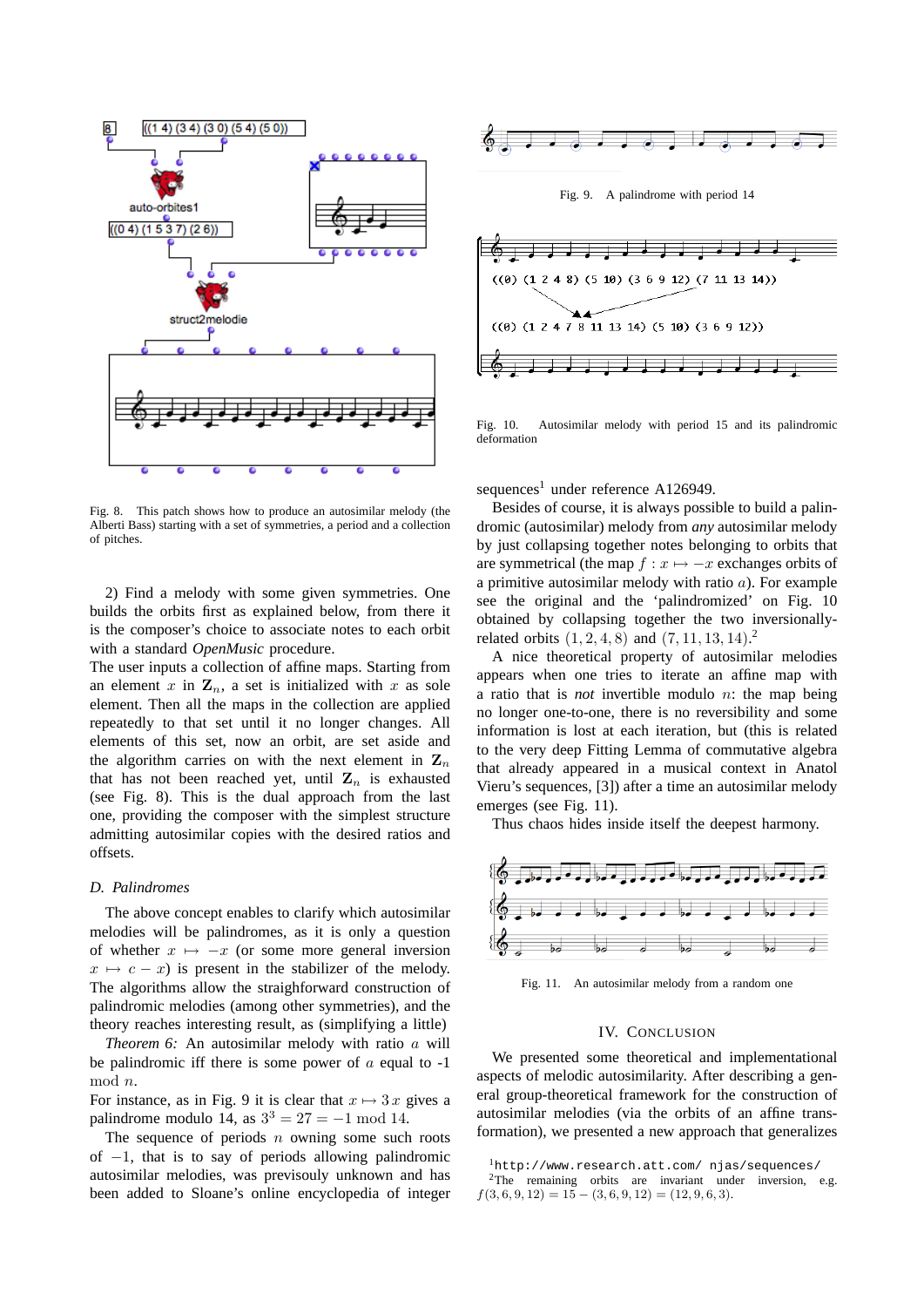Fig. 8. This patch shows how to produce an autosimilar melody (the Alberti Bass) starting with a set of symmetries, a period and a collection of pitches.

2) Find a melody with some given symmetries. One builds the orbits first as explained below, from there it is the composer's choice to associate notes to each orbit with a standard *OpenMusic* procedure.

The user inputs a collection of affine maps. Starting from an element $x$ in $\mathbf{Z}_n$, a set is initialized with $x$ as sole element. Then all the maps in the collection are applied repeatedly to that set until it no longer changes. All elements of this set, now an orbit, are set aside and the algorithm carries on with the next element in $\mathbf{Z}_n$ that has not been reached yet, until $\mathbf{Z}_n$ is exhausted (see Fig. 8). This is the dual approach from the last one, providing the composer with the simplest structure admitting autosimilar copies with the desired ratios and offsets.

### D. Palindromes

The above concept enables to clarify which autosimilar melodies will be palindromes, as it is only a question of whether $x \mapsto -x$ (or some more general inversion $x \mapsto c - x$) is present in the stabilizer of the melody. The algorithms allow the straighforward construction of palindromic melodies (among other symmetries), and the theory reaches interesting result, as (simplifying a little)

*Theorem 6:* An autosimilar melody with ratio $a$ will be palindromic iff there is some power of $a$ equal to -1 $\bmod n$.

For instance, as in Fig. 9 it is clear that $x \mapsto 3\,x$ gives a palindrome modulo 14, as $3^3 = 27 = -1 \bmod 14$.

The sequence of periods $n$ owning some such roots of $-1$, that is to say of periods allowing palindromic autosimilar melodies, was previsouly unknown and has been added to Sloane's online encyclopedia of integer

Fig. 9. A palindrome with period 14

Fig. 10. Autosimilar melody with period 15 and its palindromic deformation

sequences[1] under reference A126949.

Besides of course, it is always possible to build a palindromic (autosimilar) melody from *any* autosimilar melody by just collapsing together notes belonging to orbits that are symmetrical (the map $f : x \mapsto -x$ exchanges orbits of a primitive autosimilar melody with ratio $a$). For example see the original and the 'palindromized' on Fig. 10 obtained by collapsing together the two inversionally-related orbits $(1, 2, 4, 8)$ and $(7, 11, 13, 14)$.[2]

A nice theoretical property of autosimilar melodies appears when one tries to iterate an affine map with a ratio that is *not* invertible modulo $n$: the map being no longer one-to-one, there is no reversibility and some information is lost at each iteration, but (this is related to the very deep Fitting Lemma of commutative algebra that already appeared in a musical context in Anatol Vieru's sequences, [3]) after a time an autosimilar melody emerges (see Fig. 11).

Thus chaos hides inside itself the deepest harmony.

Fig. 11. An autosimilar melody from a random one

## IV. Conclusion

We presented some theoretical and implementational aspects of melodic autosimilarity. After describing a general group-theoretical framework for the construction of autosimilar melodies (via the orbits of an affine transformation), we presented a new approach that generalizes

[1] http://www.research.att.com/ njas/sequences/

[2] The remaining orbits are invariant under inversion, e.g. $f(3, 6, 9, 12) = 15 - (3, 6, 9, 12) = (12, 9, 6, 3)$.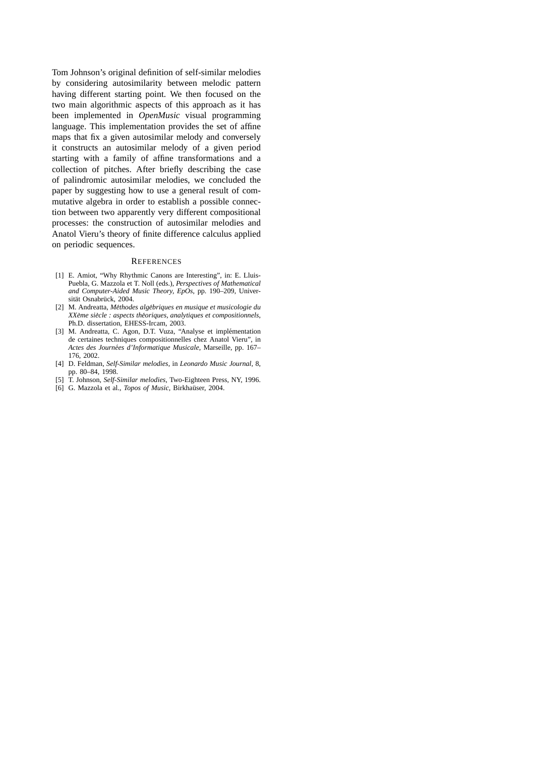Tom Johnson's original definition of self-similar melodies by considering autosimilarity between melodic pattern having different starting point. We then focused on the two main algorithmic aspects of this approach as it has been implemented in *OpenMusic* visual programming language. This implementation provides the set of affine maps that fix a given autosimilar melody and conversely it constructs an autosimilar melody of a given period starting with a family of affine transformations and a collection of pitches. After briefly describing the case of palindromic autosimilar melodies, we concluded the paper by suggesting how to use a general result of commutative algebra in order to establish a possible connection between two apparently very different compositional processes: the construction of autosimilar melodies and Anatol Vieru's theory of finite difference calculus applied on periodic sequences.

## References

[1] E. Amiot, "Why Rhythmic Canons are Interesting", in: E. Lluis-Puebla, G. Mazzola et T. Noll (eds.), *Perspectives of Mathematical and Computer-Aided Music Theory, EpOs*, pp. 190–209, Universität Osnabrück, 2004.

[2] M. Andreatta, *Méthodes algébriques en musique et musicologie du XXème siècle : aspects théoriques, analytiques et compositionnels*, Ph.D. dissertation, EHESS-Ircam, 2003.

[3] M. Andreatta, C. Agon, D.T. Vuza, "Analyse et implémentation de certaines techniques compositionnelles chez Anatol Vieru", in *Actes des Journées d'Informatique Musicale*, Marseille, pp. 167–176, 2002.

[4] D. Feldman, *Self-Similar melodies*, in *Leonardo Music Journal*, 8, pp. 80–84, 1998.

[5] T. Johnson, *Self-Similar melodies*, Two-Eighteen Press, NY, 1996.

[6] G. Mazzola et al., *Topos of Music*, Birkhaüser, 2004.